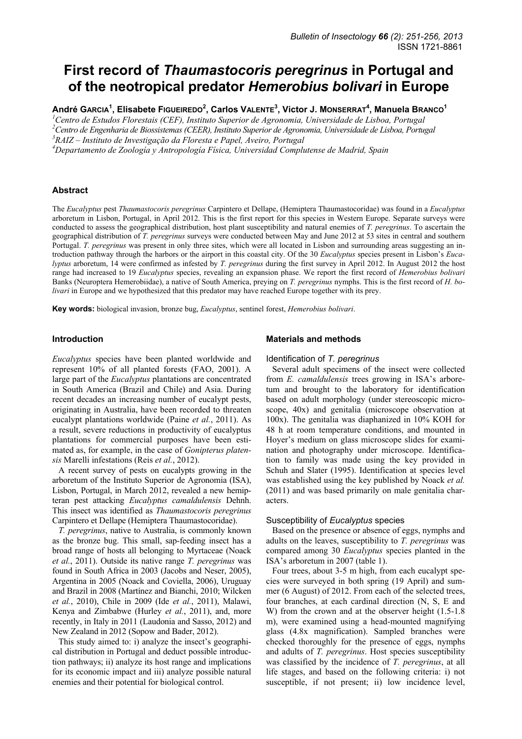# First record of *Thaumastocoris peregrinus* in Portugal and of the neotropical predator *Hemerobius bolivari* in Europe

**André Garcia[1], Elisabete Figueiredo[2], Carlos Valente[3], Victor J. Monserrat[4], Manuela Branco[1]**

[1]Centro de Estudos Florestais (CEF), Instituto Superior de Agronomia, Universidade de Lisboa, Portugal
[2]Centro de Engenharia de Biossistemas (CEER), Instituto Superior de Agronomia, Universidade de Lisboa, Portugal
[3]RAIZ – Instituto de Investigação da Floresta e Papel, Aveiro, Portugal
[4]Departamento de Zoología y Antropología Física, Universidad Complutense de Madrid, Spain

## Abstract

The *Eucalyptus* pest *Thaumastocoris peregrinus* Carpintero et Dellape, (Hemiptera Thaumastocoridae) was found in a *Eucalyptus* arboretum in Lisbon, Portugal, in April 2012. This is the first report for this species in Western Europe. Separate surveys were conducted to assess the geographical distribution, host plant susceptibility and natural enemies of *T. peregrinus*. To ascertain the geographical distribution of *T. peregrinus* surveys were conducted between May and June 2012 at 53 sites in central and southern Portugal. *T. peregrinus* was present in only three sites, which were all located in Lisbon and surrounding areas suggesting an introduction pathway through the harbors or the airport in this coastal city. Of the 30 *Eucalyptus* species present in Lisbon's *Eucalyptus* arboretum, 14 were confirmed as infested by *T. peregrinus* during the first survey in April 2012. In August 2012 the host range had increased to 19 *Eucalyptus* species, revealing an expansion phase. We report the first record of *Hemerobius bolivari* Banks (Neuroptera Hemerobiidae), a native of South America, preying on *T. peregrinus* nymphs. This is the first record of *H. bolivari* in Europe and we hypothesized that this predator may have reached Europe together with its prey.

**Key words:** biological invasion, bronze bug, *Eucalyptus*, sentinel forest, *Hemerobius bolivari*.

## Introduction

*Eucalyptus* species have been planted worldwide and represent 10% of all planted forests (FAO, 2001). A large part of the *Eucalyptus* plantations are concentrated in South America (Brazil and Chile) and Asia. During recent decades an increasing number of eucalypt pests, originating in Australia, have been recorded to threaten eucalypt plantations worldwide (Paine *et al.*, 2011). As a result, severe reductions in productivity of eucalyptus plantations for commercial purposes have been estimated as, for example, in the case of *Gonipterus platensis* Marelli infestations (Reis *et al.*, 2012).

A recent survey of pests on eucalypts growing in the arboretum of the Instituto Superior de Agronomia (ISA), Lisbon, Portugal, in March 2012, revealed a new hemipteran pest attacking *Eucalyptus camaldulensis* Dehnh. This insect was identified as *Thaumastocoris peregrinus* Carpintero et Dellape (Hemiptera Thaumastocoridae).

*T. peregrinus*, native to Australia, is commonly known as the bronze bug. This small, sap-feeding insect has a broad range of hosts all belonging to Myrtaceae (Noack *et al.*, 2011). Outside its native range *T. peregrinus* was found in South Africa in 2003 (Jacobs and Neser, 2005), Argentina in 2005 (Noack and Coviella, 2006), Uruguay and Brazil in 2008 (Martínez and Bianchi, 2010; Wilcken *et al.*, 2010), Chile in 2009 (Ide *et al.*, 2011), Malawi, Kenya and Zimbabwe (Hurley *et al.*, 2011), and, more recently, in Italy in 2011 (Laudonia and Sasso, 2012) and New Zealand in 2012 (Sopow and Bader, 2012).

This study aimed to: i) analyze the insect's geographical distribution in Portugal and deduct possible introduction pathways; ii) analyze its host range and implications for its economic impact and iii) analyze possible natural enemies and their potential for biological control.

## Materials and methods

### Identification of *T. peregrinus*

Several adult specimens of the insect were collected from *E. camaldulensis* trees growing in ISA's arboretum and brought to the laboratory for identification based on adult morphology (under stereoscopic microscope, 40x) and genitalia (microscope observation at 100x). The genitalia was diaphanized in 10% KOH for 48 h at room temperature conditions, and mounted in Hoyer's medium on glass microscope slides for examination and photography under microscope. Identification to family was made using the key provided in Schuh and Slater (1995). Identification at species level was established using the key published by Noack *et al.* (2011) and was based primarily on male genitalia characters.

### Susceptibility of *Eucalyptus* species

Based on the presence or absence of eggs, nymphs and adults on the leaves, susceptibility to *T. peregrinus* was compared among 30 *Eucalyptus* species planted in the ISA's arboretum in 2007 (table 1).

Four trees, about 3-5 m high, from each eucalypt species were surveyed in both spring (19 April) and summer (6 August) of 2012. From each of the selected trees, four branches, at each cardinal direction (N, S, E and W) from the crown and at the observer height (1.5-1.8 m), were examined using a head-mounted magnifying glass (4.8x magnification). Sampled branches were checked thoroughly for the presence of eggs, nymphs and adults of *T. peregrinus*. Host species susceptibility was classified by the incidence of *T. peregrinus*, at all life stages, and based on the following criteria: i) not susceptible, if not present; ii) low incidence level,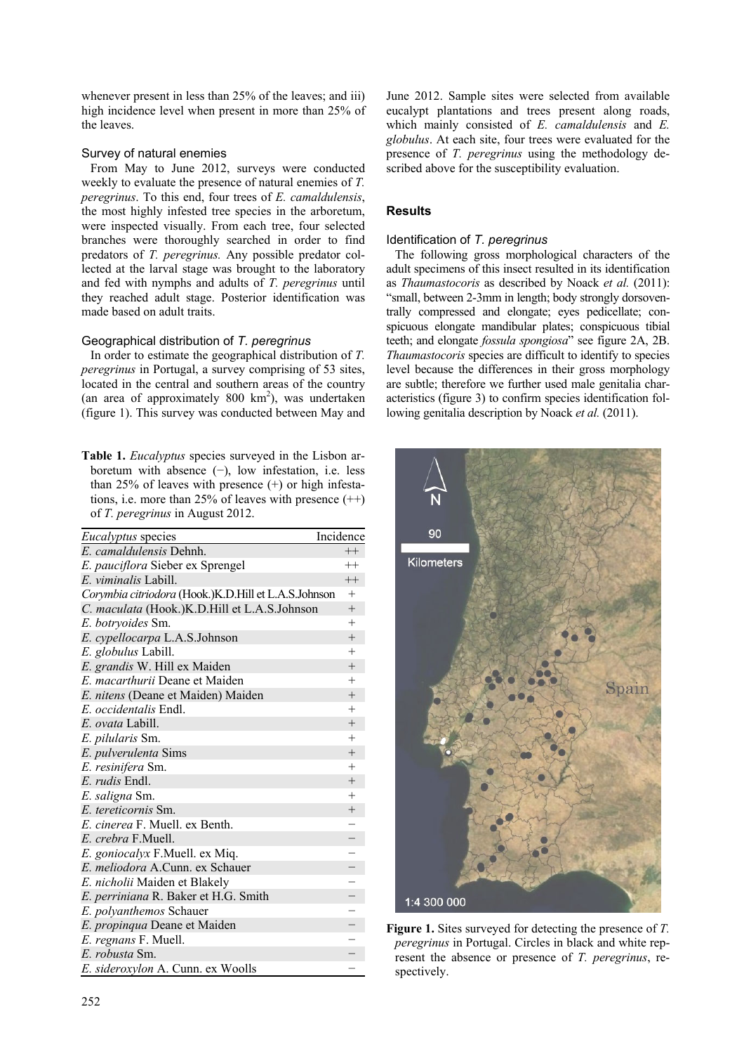whenever present in less than 25% of the leaves; and iii) high incidence level when present in more than 25% of the leaves.

### Survey of natural enemies

From May to June 2012, surveys were conducted weekly to evaluate the presence of natural enemies of *T. peregrinus*. To this end, four trees of *E. camaldulensis*, the most highly infested tree species in the arboretum, were inspected visually. From each tree, four selected branches were thoroughly searched in order to find predators of *T. peregrinus.* Any possible predator collected at the larval stage was brought to the laboratory and fed with nymphs and adults of *T. peregrinus* until they reached adult stage. Posterior identification was made based on adult traits.

### Geographical distribution of *T. peregrinus*

In order to estimate the geographical distribution of *T. peregrinus* in Portugal, a survey comprising of 53 sites, located in the central and southern areas of the country (an area of approximately 800 km$^2$), was undertaken (figure 1). This survey was conducted between May and June 2012. Sample sites were selected from available eucalypt plantations and trees present along roads, which mainly consisted of *E. camaldulensis* and *E. globulus*. At each site, four trees were evaluated for the presence of *T. peregrinus* using the methodology described above for the susceptibility evaluation.

## Results

### Identification of *T. peregrinus*

The following gross morphological characters of the adult specimens of this insect resulted in its identification as *Thaumastocoris* as described by Noack *et al.* (2011): "small, between 2-3mm in length; body strongly dorsoventrally compressed and elongate; eyes pedicellate; conspicuous elongate mandibular plates; conspicuous tibial teeth; and elongate *fossula spongiosa*" see figure 2A, 2B. *Thaumastocoris* species are difficult to identify to species level because the differences in their gross morphology are subtle; therefore we further used male genitalia characteristics (figure 3) to confirm species identification following genitalia description by Noack *et al.* (2011).

**Table 1.** *Eucalyptus* species surveyed in the Lisbon arboretum with absence (−), low infestation, i.e. less than 25% of leaves with presence (+) or high infestations, i.e. more than 25% of leaves with presence (++) of *T. peregrinus* in August 2012.

| *Eucalyptus* species | Incidence |
|---|---|
| *E. camaldulensis* Dehnh. | ++ |
| *E. pauciflora* Sieber ex Sprengel | ++ |
| *E. viminalis* Labill. | ++ |
| *Corymbia citriodora* (Hook.)K.D.Hill et L.A.S.Johnson | + |
| *C. maculata* (Hook.)K.D.Hill et L.A.S.Johnson | + |
| *E. botryoides* Sm. | + |
| *E. cypellocarpa* L.A.S.Johnson | + |
| *E. globulus* Labill. | + |
| *E. grandis* W. Hill ex Maiden | + |
| *E. macarthurii* Deane et Maiden | + |
| *E. nitens* (Deane et Maiden) Maiden | + |
| *E. occidentalis* Endl. | + |
| *E. ovata* Labill. | + |
| *E. pilularis* Sm. | + |
| *E. pulverulenta* Sims | + |
| *E. resinifera* Sm. | + |
| *E. rudis* Endl. | + |
| *E. saligna* Sm. | + |
| *E. tereticornis* Sm. | + |
| *E. cinerea* F. Muell. ex Benth. | − |
| *E. crebra* F.Muell. | − |
| *E. goniocalyx* F.Muell. ex Miq. | − |
| *E. meliodora* A.Cunn. ex Schauer | − |
| *E. nicholii* Maiden et Blakely | − |
| *E. perriniana* R. Baker et H.G. Smith | − |
| *E. polyanthemos* Schauer | − |
| *E. propinqua* Deane et Maiden | − |
| *E. regnans* F. Muell. | − |
| *E. robusta* Sm. | − |
| *E. sideroxylon* A. Cunn. ex Woolls | − |

**Figure 1.** Sites surveyed for detecting the presence of *T. peregrinus* in Portugal. Circles in black and white represent the absence or presence of *T. peregrinus*, respectively.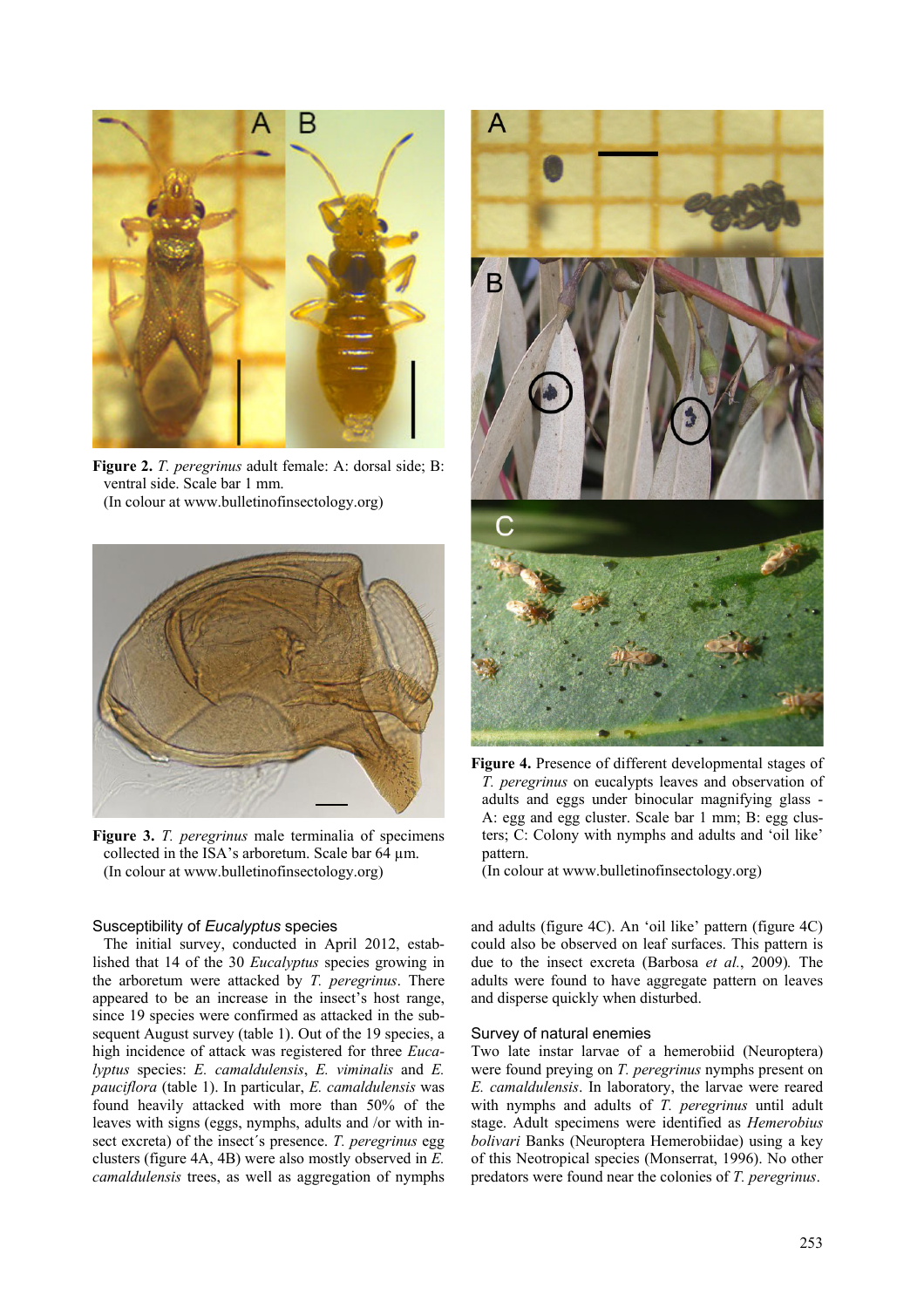**Figure 2.** *T. peregrinus* adult female: A: dorsal side; B: ventral side. Scale bar 1 mm.
(In colour at www.bulletinofinsectology.org)

**Figure 3.** *T. peregrinus* male terminalia of specimens collected in the ISA's arboretum. Scale bar 64 µm.
(In colour at www.bulletinofinsectology.org)

**Figure 4.** Presence of different developmental stages of *T. peregrinus* on eucalypts leaves and observation of adults and eggs under binocular magnifying glass - A: egg and egg cluster. Scale bar 1 mm; B: egg clusters; C: Colony with nymphs and adults and 'oil like' pattern.
(In colour at www.bulletinofinsectology.org)

### Susceptibility of *Eucalyptus* species

The initial survey, conducted in April 2012, established that 14 of the 30 *Eucalyptus* species growing in the arboretum were attacked by *T. peregrinus*. There appeared to be an increase in the insect's host range, since 19 species were confirmed as attacked in the subsequent August survey (table 1). Out of the 19 species, a high incidence of attack was registered for three *Eucalyptus* species: *E. camaldulensis*, *E. viminalis* and *E. pauciflora* (table 1). In particular, *E. camaldulensis* was found heavily attacked with more than 50% of the leaves with signs (eggs, nymphs, adults and /or with insect excreta) of the insect´s presence. *T. peregrinus* egg clusters (figure 4A, 4B) were also mostly observed in *E. camaldulensis* trees, as well as aggregation of nymphs and adults (figure 4C). An 'oil like' pattern (figure 4C) could also be observed on leaf surfaces. This pattern is due to the insect excreta (Barbosa *et al.*, 2009). The adults were found to have aggregate pattern on leaves and disperse quickly when disturbed.

### Survey of natural enemies

Two late instar larvae of a hemerobiid (Neuroptera) were found preying on *T. peregrinus* nymphs present on *E. camaldulensis*. In laboratory, the larvae were reared with nymphs and adults of *T. peregrinus* until adult stage. Adult specimens were identified as *Hemerobius bolivari* Banks (Neuroptera Hemerobiidae) using a key of this Neotropical species (Monserrat, 1996). No other predators were found near the colonies of *T. peregrinus*.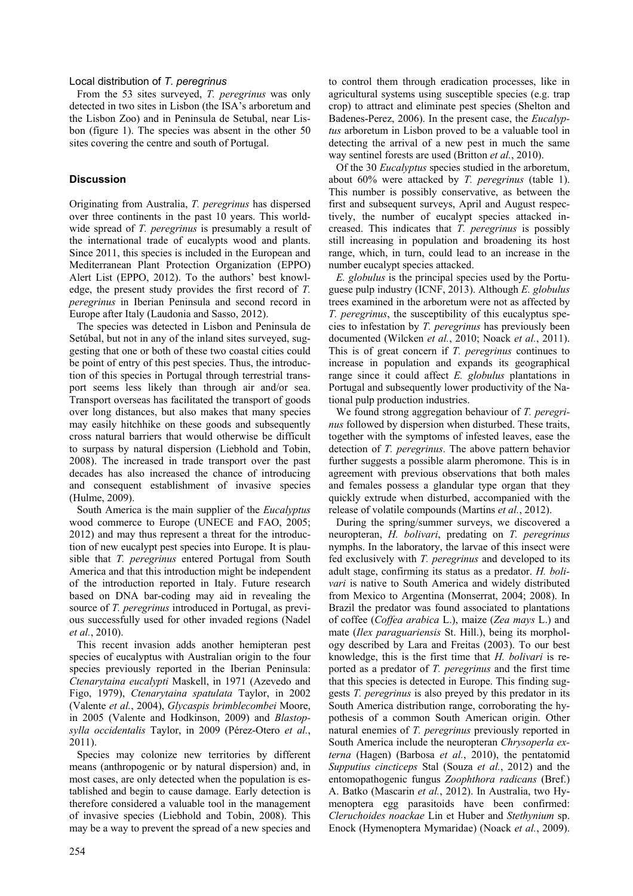### Local distribution of *T. peregrinus*

From the 53 sites surveyed, *T. peregrinus* was only detected in two sites in Lisbon (the ISA's arboretum and the Lisbon Zoo) and in Peninsula de Setubal, near Lisbon (figure 1). The species was absent in the other 50 sites covering the centre and south of Portugal.

## Discussion

Originating from Australia, *T. peregrinus* has dispersed over three continents in the past 10 years. This worldwide spread of *T. peregrinus* is presumably a result of the international trade of eucalypts wood and plants. Since 2011, this species is included in the European and Mediterranean Plant Protection Organization (EPPO) Alert List (EPPO, 2012). To the authors' best knowledge, the present study provides the first record of *T. peregrinus* in Iberian Peninsula and second record in Europe after Italy (Laudonia and Sasso, 2012).

The species was detected in Lisbon and Peninsula de Setúbal, but not in any of the inland sites surveyed, suggesting that one or both of these two coastal cities could be point of entry of this pest species. Thus, the introduction of this species in Portugal through terrestrial transport seems less likely than through air and/or sea. Transport overseas has facilitated the transport of goods over long distances, but also makes that many species may easily hitchhike on these goods and subsequently cross natural barriers that would otherwise be difficult to surpass by natural dispersion (Liebhold and Tobin, 2008). The increased in trade transport over the past decades has also increased the chance of introducing and consequent establishment of invasive species (Hulme, 2009).

South America is the main supplier of the *Eucalyptus* wood commerce to Europe (UNECE and FAO, 2005; 2012) and may thus represent a threat for the introduction of new eucalypt pest species into Europe. It is plausible that *T. peregrinus* entered Portugal from South America and that this introduction might be independent of the introduction reported in Italy. Future research based on DNA bar-coding may aid in revealing the source of *T. peregrinus* introduced in Portugal, as previous successfully used for other invaded regions (Nadel *et al.*, 2010).

This recent invasion adds another hemipteran pest species of eucalyptus with Australian origin to the four species previously reported in the Iberian Peninsula: *Ctenarytaina eucalypti* Maskell, in 1971 (Azevedo and Figo, 1979), *Ctenarytaina spatulata* Taylor, in 2002 (Valente *et al.*, 2004), *Glycaspis brimblecombei* Moore, in 2005 (Valente and Hodkinson, 2009) and *Blastopsylla occidentalis* Taylor, in 2009 (Pérez-Otero *et al.*, 2011).

Species may colonize new territories by different means (anthropogenic or by natural dispersion) and, in most cases, are only detected when the population is established and begin to cause damage. Early detection is therefore considered a valuable tool in the management of invasive species (Liebhold and Tobin, 2008). This may be a way to prevent the spread of a new species and to control them through eradication processes, like in agricultural systems using susceptible species (e.g. trap crop) to attract and eliminate pest species (Shelton and Badenes-Perez, 2006). In the present case, the *Eucalyptus* arboretum in Lisbon proved to be a valuable tool in detecting the arrival of a new pest in much the same way sentinel forests are used (Britton *et al.*, 2010).

Of the 30 *Eucalyptus* species studied in the arboretum, about 60% were attacked by *T. peregrinus* (table 1). This number is possibly conservative, as between the first and subsequent surveys, April and August respectively, the number of eucalypt species attacked increased. This indicates that *T. peregrinus* is possibly still increasing in population and broadening its host range, which, in turn, could lead to an increase in the number eucalypt species attacked.

*E. globulus* is the principal species used by the Portuguese pulp industry (ICNF, 2013). Although *E. globulus* trees examined in the arboretum were not as affected by *T. peregrinus*, the susceptibility of this eucalyptus species to infestation by *T. peregrinus* has previously been documented (Wilcken *et al.*, 2010; Noack *et al.*, 2011). This is of great concern if *T. peregrinus* continues to increase in population and expands its geographical range since it could affect *E. globulus* plantations in Portugal and subsequently lower productivity of the National pulp production industries.

We found strong aggregation behaviour of *T. peregrinus* followed by dispersion when disturbed. These traits, together with the symptoms of infested leaves, ease the detection of *T. peregrinus*. The above pattern behavior further suggests a possible alarm pheromone. This is in agreement with previous observations that both males and females possess a glandular type organ that they quickly extrude when disturbed, accompanied with the release of volatile compounds (Martins *et al.*, 2012).

During the spring/summer surveys, we discovered a neuropteran, *H. bolivari*, predating on *T. peregrinus* nymphs. In the laboratory, the larvae of this insect were fed exclusively with *T. peregrinus* and developed to its adult stage, confirming its status as a predator. *H. bolivari* is native to South America and widely distributed from Mexico to Argentina (Monserrat, 2004; 2008). In Brazil the predator was found associated to plantations of coffee (*Coffea arabica* L.), maize (*Zea mays* L.) and mate (*Ilex paraguariensis* St. Hill.), being its morphology described by Lara and Freitas (2003). To our best knowledge, this is the first time that *H. bolivari* is reported as a predator of *T. peregrinus* and the first time that this species is detected in Europe. This finding suggests *T. peregrinus* is also preyed by this predator in its South America distribution range, corroborating the hypothesis of a common South American origin. Other natural enemies of *T. peregrinus* previously reported in South America include the neuropteran *Chrysoperla externa* (Hagen) (Barbosa *et al.*, 2010), the pentatomid *Supputius cincticeps* Stal (Souza *et al.*, 2012) and the entomopathogenic fungus *Zoophthora radicans* (Bref.) A. Batko (Mascarin *et al.*, 2012). In Australia, two Hymenoptera egg parasitoids have been confirmed: *Cleruchoides noackae* Lin et Huber and *Stethynium* sp. Enock (Hymenoptera Mymaridae) (Noack *et al.*, 2009).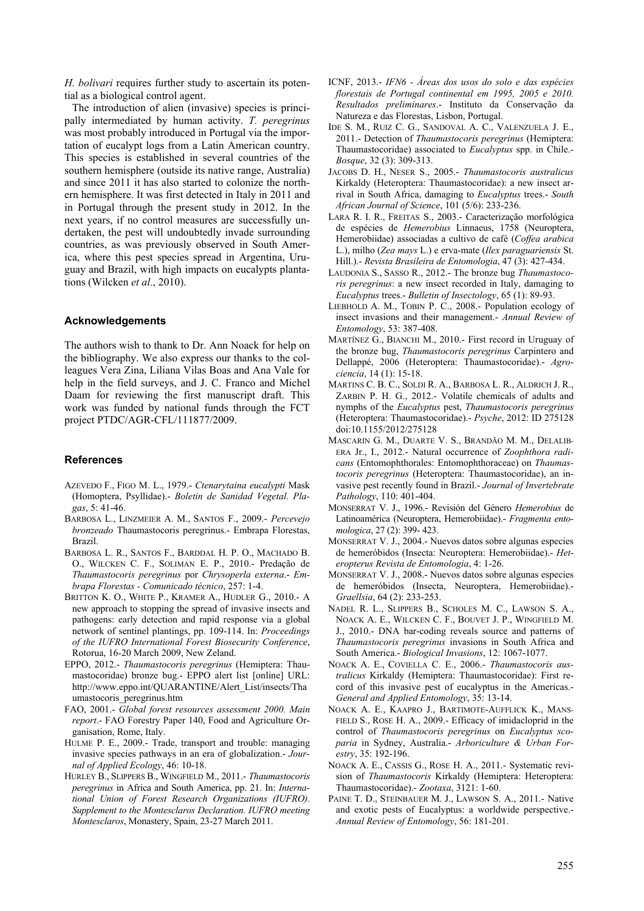*H. bolivari* requires further study to ascertain its potential as a biological control agent.

The introduction of alien (invasive) species is principally intermediated by human activity. *T. peregrinus* was most probably introduced in Portugal via the importation of eucalypt logs from a Latin American country. This species is established in several countries of the southern hemisphere (outside its native range, Australia) and since 2011 it has also started to colonize the northern hemisphere. It was first detected in Italy in 2011 and in Portugal through the present study in 2012. In the next years, if no control measures are successfully undertaken, the pest will undoubtedly invade surrounding countries, as was previously observed in South America, where this pest species spread in Argentina, Uruguay and Brazil, with high impacts on eucalypts plantations (Wilcken *et al.*, 2010).

## Acknowledgements

The authors wish to thank to Dr. Ann Noack for help on the bibliography. We also express our thanks to the colleagues Vera Zina, Liliana Vilas Boas and Ana Vale for help in the field surveys, and J. C. Franco and Michel Daam for reviewing the first manuscript draft. This work was funded by national funds through the FCT project PTDC/AGR-CFL/111877/2009.

## References

AZEVEDO F., FIGO M. L., 1979.- *Ctenarytaina eucalypti* Mask (Homoptera, Psyllidae).- *Boletin de Sanidad Vegetal. Plagas*, 5: 41-46.

BARBOSA L., LINZMEIER A. M., SANTOS F., 2009.- *Percevejo bronzeado* Thaumastocoris peregrinus.- Embrapa Florestas, Brazil.

BARBOSA L. R., SANTOS F., BARDDAL H. P. O., MACHADO B. O., WILCKEN C. F., SOLIMAN E. P., 2010.- Predação de *Thaumastocoris peregrinus* por *Chrysoperla externa*.- *Embrapa Florestas - Comunicado técnico*, 257: 1-4.

BRITTON K. O., WHITE P., KRAMER A., HUDLER G., 2010.- A new approach to stopping the spread of invasive insects and pathogens: early detection and rapid response via a global network of sentinel plantings, pp. 109-114. In: *Proceedings of the IUFRO International Forest Biosecurity Conference*, Rotorua, 16-20 March 2009, New Zeland.

EPPO, 2012.- *Thaumastocoris peregrinus* (Hemiptera: Thaumastocoridae) bronze bug.- EPPO alert list [online] URL: http://www.eppo.int/QUARANTINE/Alert_List/insects/Thaumastocoris_peregrinus.htm

FAO, 2001.- *Global forest resources assessment 2000. Main report*.- FAO Forestry Paper 140, Food and Agriculture Organisation, Rome, Italy.

HULME P. E., 2009.- Trade, transport and trouble: managing invasive species pathways in an era of globalization.- *Journal of Applied Ecology*, 46: 10-18.

HURLEY B., SLIPPERS B., WINGFIELD M., 2011.- *Thaumastocoris peregrinus* in Africa and South America, pp. 21. In: *International Union of Forest Research Organizations (IUFRO). Supplement to the Montesclaros Declaration. IUFRO meeting Montesclaros*, Monastery, Spain, 23-27 March 2011.

ICNF, 2013.- *IFN6 - Áreas dos usos do solo e das espécies florestais de Portugal continental em 1995, 2005 e 2010. Resultados preliminares*.- Instituto da Conservação da Natureza e das Florestas, Lisbon, Portugal.

IDE S. M., RUIZ C. G., SANDOVAL A. C., VALENZUELA J. E., 2011.- Detection of *Thaumastocoris peregrinus* (Hemiptera: Thaumastocoridae) associated to *Eucalyptus* spp. in Chile.- *Bosque*, 32 (3): 309-313.

JACOBS D. H., NESER S., 2005.- *Thaumastocoris australicus* Kirkaldy (Heteroptera: Thaumastocoridae): a new insect arrival in South Africa, damaging to *Eucalyptus* trees.- *South African Journal of Science*, 101 (5/6): 233-236.

LARA R. I. R., FREITAS S., 2003.- Caracterização morfológica de espécies de *Hemerobius* Linnaeus, 1758 (Neuroptera, Hemerobiidae) associadas a cultivo de café (*Coffea arabica* L.), milho (*Zea mays* L.) e erva-mate (*Ilex paraguariensis* St. Hill.).- *Revista Brasileira de Entomologia*, 47 (3): 427-434.

LAUDONIA S., SASSO R., 2012.- The bronze bug *Thaumastocoris peregrinus*: a new insect recorded in Italy, damaging to *Eucalyptus* trees.- *Bulletin of Insectology*, 65 (1): 89-93.

LIEBHOLD A. M., TOBIN P. C., 2008.- Population ecology of insect invasions and their management.- *Annual Review of Entomology*, 53: 387-408.

MARTÍNEZ G., BIANCHI M., 2010.- First record in Uruguay of the bronze bug, *Thaumastocoris peregrinus* Carpintero and Dellappé, 2006 (Heteroptera: Thaumastocoridae).- *Agrociencia*, 14 (1): 15-18.

MARTINS C. B. C., SOLDI R. A., BARBOSA L. R., ALDRICH J. R., ZARBIN P. H. G., 2012.- Volatile chemicals of adults and nymphs of the *Eucalyptus* pest, *Thaumastocoris peregrinus* (Heteroptera: Thaumastocoridae).- *Psyche*, 2012: ID 275128 doi:10.1155/2012/275128

MASCARIN G. M., DUARTE V. S., BRANDÃO M. M., DELALIBERA Jr., I., 2012.- Natural occurrence of *Zoophthora radicans* (Entomophthorales: Entomophthoraceae) on *Thaumastocoris peregrinus* (Heteroptera: Thaumastocoridae), an invasive pest recently found in Brazil.- *Journal of Invertebrate Pathology*, 110: 401-404.

MONSERRAT V. J., 1996.- Revisión del Género *Hemerobius* de Latinoamérica (Neuroptera, Hemerobiidae).- *Fragmenta entomologica*, 27 (2): 399- 423.

MONSERRAT V. J., 2004.- Nuevos datos sobre algunas especies de hemeróbidos (Insecta: Neuroptera: Hemerobiidae).- *Heteropterus Revista de Entomologia*, 4: 1-26.

MONSERRAT V. J., 2008.- Nuevos datos sobre algunas especies de hemeróbidos (Insecta, Neuroptera, Hemerobiidae).- *Graellsia*, 64 (2): 233-253.

NADEL R. L., SLIPPERS B., SCHOLES M. C., LAWSON S. A., NOACK A. E., WILCKEN C. F., BOUVET J. P., WINGFIELD M. J., 2010.- DNA bar-coding reveals source and patterns of *Thaumastocoris peregrinus* invasions in South Africa and South America.- *Biological Invasions*, 12: 1067-1077.

NOACK A. E., COVIELLA C. E., 2006.- *Thaumastocoris australicus* Kirkaldy (Hemiptera: Thaumastocoridae): First record of this invasive pest of eucalyptus in the Americas.- *General and Applied Entomology*, 35: 13-14.

NOACK A. E., KAAPRO J., BARTIMOTE-AUFFLICK K., MANSFIELD S., ROSE H. A., 2009.- Efficacy of imidacloprid in the control of *Thaumastocoris peregrinus* on *Eucalyptus scoparia* in Sydney, Australia.- *Arboriculture & Urban Forestry*, 35: 192-196.

NOACK A. E., CASSIS G., ROSE H. A., 2011.- Systematic revision of *Thaumastocoris* Kirkaldy (Hemiptera: Heteroptera: Thaumastocoridae).- *Zootaxa*, 3121: 1-60.

PAINE T. D., STEINBAUER M. J., LAWSON S. A., 2011.- Native and exotic pests of Eucalyptus: a worldwide perspective.- *Annual Review of Entomology*, 56: 181-201.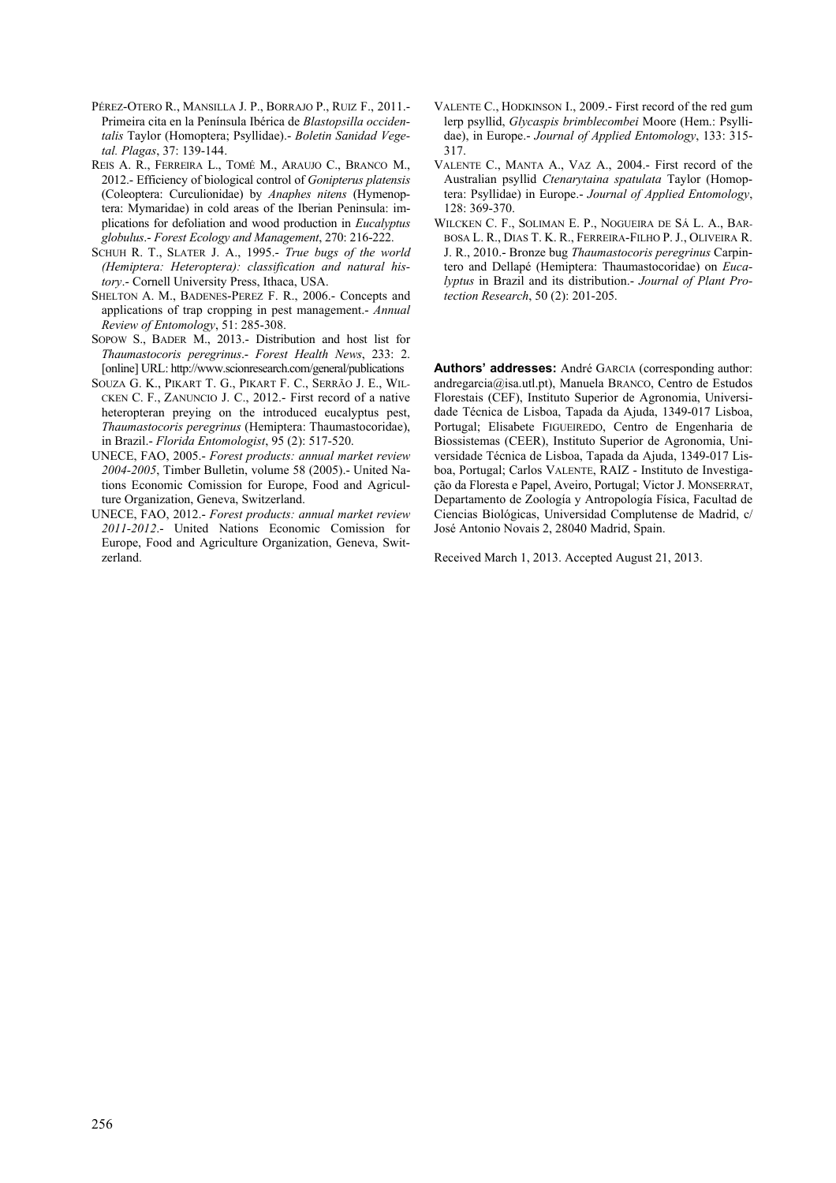PÉREZ-OTERO R., MANSILLA J. P., BORRAJO P., RUIZ F., 2011.- Primeira cita en la Península Ibérica de *Blastopsilla occidentalis* Taylor (Homoptera; Psyllidae).- *Boletin Sanidad Vegetal. Plagas*, 37: 139-144.

REIS A. R., FERREIRA L., TOMÉ M., ARAUJO C., BRANCO M., 2012.- Efficiency of biological control of *Gonipterus platensis* (Coleoptera: Curculionidae) by *Anaphes nitens* (Hymenoptera: Mymaridae) in cold areas of the Iberian Peninsula: implications for defoliation and wood production in *Eucalyptus globulus*.- *Forest Ecology and Management*, 270: 216-222.

SCHUH R. T., SLATER J. A., 1995.- *True bugs of the world (Hemiptera: Heteroptera): classification and natural history*.- Cornell University Press, Ithaca, USA.

SHELTON A. M., BADENES-PEREZ F. R., 2006.- Concepts and applications of trap cropping in pest management.- *Annual Review of Entomology*, 51: 285-308.

SOPOW S., BADER M., 2013.- Distribution and host list for *Thaumastocoris peregrinus*.- *Forest Health News*, 233: 2. [online] URL: http://www.scionresearch.com/general/publications

SOUZA G. K., PIKART T. G., PIKART F. C., SERRÃO J. E., WILCKEN C. F., ZANUNCIO J. C., 2012.- First record of a native heteropteran preying on the introduced eucalyptus pest, *Thaumastocoris peregrinus* (Hemiptera: Thaumastocoridae), in Brazil.- *Florida Entomologist*, 95 (2): 517-520.

UNECE, FAO, 2005.- *Forest products: annual market review 2004-2005*, Timber Bulletin, volume 58 (2005).- United Nations Economic Comission for Europe, Food and Agriculture Organization, Geneva, Switzerland.

UNECE, FAO, 2012.- *Forest products: annual market review 2011-2012*.- United Nations Economic Comission for Europe, Food and Agriculture Organization, Geneva, Switzerland.

VALENTE C., HODKINSON I., 2009.- First record of the red gum lerp psyllid, *Glycaspis brimblecombei* Moore (Hem.: Psyllidae), in Europe.- *Journal of Applied Entomology*, 133: 315-317.

VALENTE C., MANTA A., VAZ A., 2004.- First record of the Australian psyllid *Ctenarytaina spatulata* Taylor (Homoptera: Psyllidae) in Europe.- *Journal of Applied Entomology*, 128: 369-370.

WILCKEN C. F., SOLIMAN E. P., NOGUEIRA DE SÁ L. A., BARBOSA L. R., DIAS T. K. R., FERREIRA-FILHO P. J., OLIVEIRA R. J. R., 2010.- Bronze bug *Thaumastocoris peregrinus* Carpintero and Dellapé (Hemiptera: Thaumastocoridae) on *Eucalyptus* in Brazil and its distribution.- *Journal of Plant Protection Research*, 50 (2): 201-205.

**Authors' addresses:** André GARCIA (corresponding author: andregarcia@isa.utl.pt), Manuela BRANCO, Centro de Estudos Florestais (CEF), Instituto Superior de Agronomia, Universidade Técnica de Lisboa, Tapada da Ajuda, 1349-017 Lisboa, Portugal; Elisabete FIGUEIREDO, Centro de Engenharia de Biossistemas (CEER), Instituto Superior de Agronomia, Universidade Técnica de Lisboa, Tapada da Ajuda, 1349-017 Lisboa, Portugal; Carlos VALENTE, RAIZ - Instituto de Investigação da Floresta e Papel, Aveiro, Portugal; Victor J. MONSERRAT, Departamento de Zoología y Antropología Física, Facultad de Ciencias Biológicas, Universidad Complutense de Madrid, c/ José Antonio Novais 2, 28040 Madrid, Spain.

Received March 1, 2013. Accepted August 21, 2013.